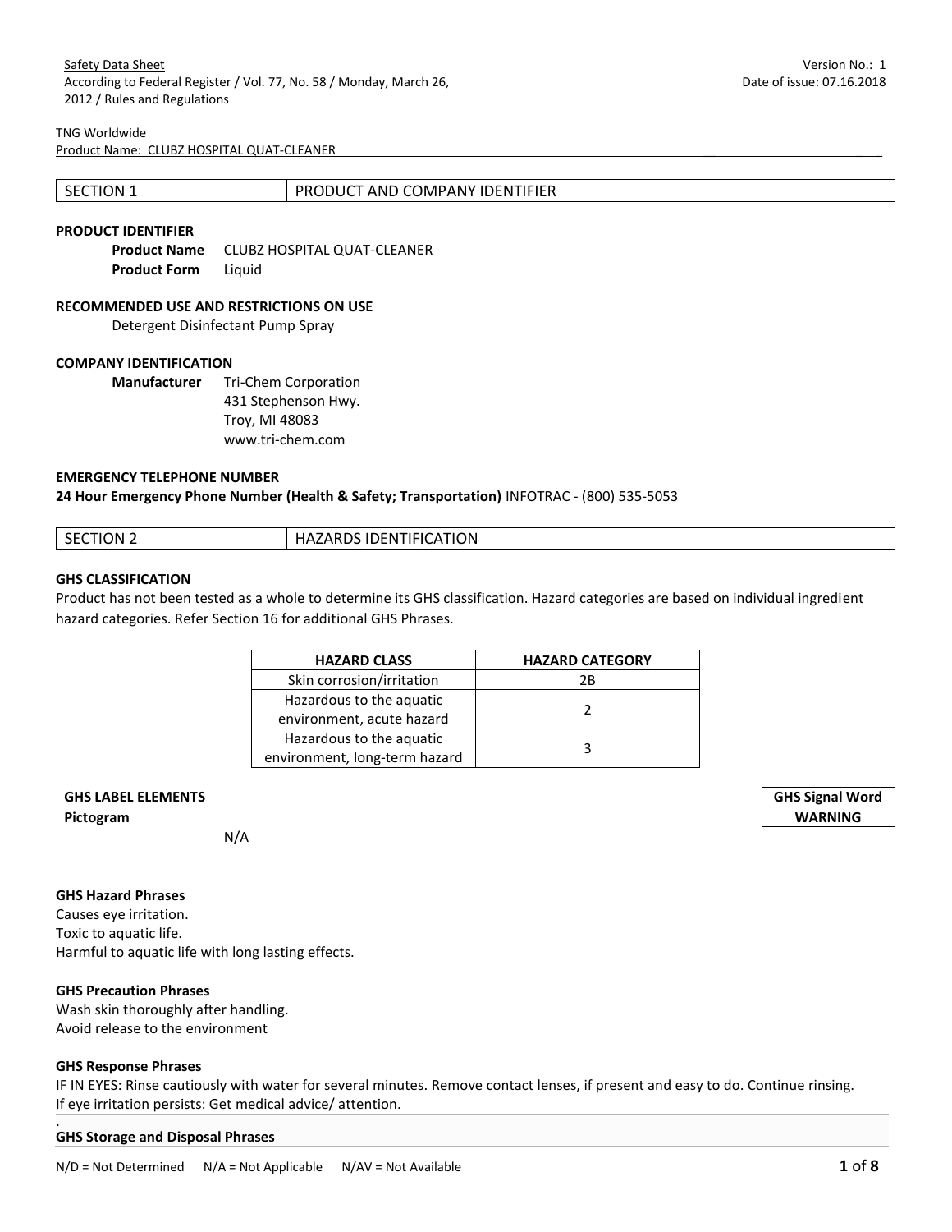Safety Data Sheet
According to Federal Register / Vol. 77, No. 58 / Monday, March 26, 2012 / Rules and Regulations

Version No.: 1
Date of issue: 07.16.2018

TNG Worldwide
Product Name: CLUBZ HOSPITAL QUAT-CLEANER

| SECTION 1 | PRODUCT AND COMPANY IDENTIFIER |
|---|---|

**PRODUCT IDENTIFIER**

**Product Name** CLUBZ HOSPITAL QUAT-CLEANER
**Product Form** Liquid

**RECOMMENDED USE AND RESTRICTIONS ON USE**

Detergent Disinfectant Pump Spray

**COMPANY IDENTIFICATION**

**Manufacturer** Tri-Chem Corporation
431 Stephenson Hwy.
Troy, MI 48083
www.tri-chem.com

**EMERGENCY TELEPHONE NUMBER**

**24 Hour Emergency Phone Number (Health & Safety; Transportation)** INFOTRAC - (800) 535-5053

| SECTION 2 | HAZARDS IDENTIFICATION |
|---|---|

**GHS CLASSIFICATION**

Product has not been tested as a whole to determine its GHS classification. Hazard categories are based on individual ingredient hazard categories. Refer Section 16 for additional GHS Phrases.

| HAZARD CLASS | HAZARD CATEGORY |
|---|---|
| Skin corrosion/irritation | 2B |
| Hazardous to the aquatic environment, acute hazard | 2 |
| Hazardous to the aquatic environment, long-term hazard | 3 |

**GHS LABEL ELEMENTS**

**Pictogram**

N/A

| GHS Signal Word |
|---|
| WARNING |

**GHS Hazard Phrases**

Causes eye irritation.
Toxic to aquatic life.
Harmful to aquatic life with long lasting effects.

**GHS Precaution Phrases**

Wash skin thoroughly after handling.
Avoid release to the environment

**GHS Response Phrases**

IF IN EYES: Rinse cautiously with water for several minutes. Remove contact lenses, if present and easy to do. Continue rinsing.
If eye irritation persists: Get medical advice/ attention.

.

**GHS Storage and Disposal Phrases**

N/D = Not Determined N/A = Not Applicable N/AV = Not Available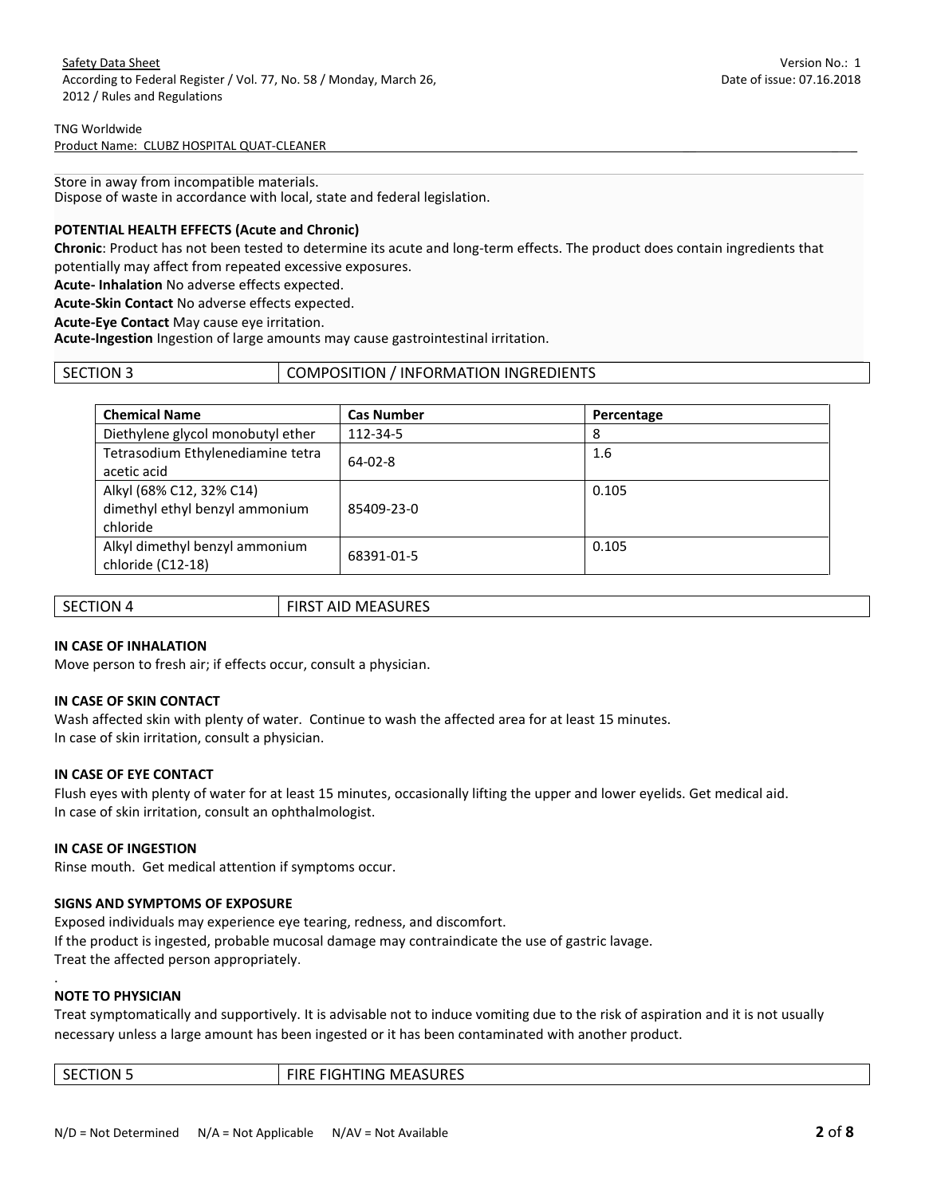Store in away from incompatible materials.
Dispose of waste in accordance with local, state and federal legislation.

**POTENTIAL HEALTH EFFECTS (Acute and Chronic)**

**Chronic**: Product has not been tested to determine its acute and long-term effects. The product does contain ingredients that potentially may affect from repeated excessive exposures.

**Acute- Inhalation** No adverse effects expected.

**Acute-Skin Contact** No adverse effects expected.

**Acute-Eye Contact** May cause eye irritation.

**Acute-Ingestion** Ingestion of large amounts may cause gastrointestinal irritation.

## SECTION 3 COMPOSITION / INFORMATION INGREDIENTS

| Chemical Name | Cas Number | Percentage |
|---|---|---|
| Diethylene glycol monobutyl ether | 112-34-5 | 8 |
| Tetrasodium Ethylenediamine tetra acetic acid | 64-02-8 | 1.6 |
| Alkyl (68% C12, 32% C14) dimethyl ethyl benzyl ammonium chloride | 85409-23-0 | 0.105 |
| Alkyl dimethyl benzyl ammonium chloride (C12-18) | 68391-01-5 | 0.105 |

## SECTION 4 FIRST AID MEASURES

**IN CASE OF INHALATION**

Move person to fresh air; if effects occur, consult a physician.

**IN CASE OF SKIN CONTACT**

Wash affected skin with plenty of water. Continue to wash the affected area for at least 15 minutes.
In case of skin irritation, consult a physician.

**IN CASE OF EYE CONTACT**

Flush eyes with plenty of water for at least 15 minutes, occasionally lifting the upper and lower eyelids. Get medical aid.
In case of skin irritation, consult an ophthalmologist.

**IN CASE OF INGESTION**

Rinse mouth. Get medical attention if symptoms occur.

**SIGNS AND SYMPTOMS OF EXPOSURE**

Exposed individuals may experience eye tearing, redness, and discomfort.
If the product is ingested, probable mucosal damage may contraindicate the use of gastric lavage.
Treat the affected person appropriately.

**NOTE TO PHYSICIAN**

Treat symptomatically and supportively. It is advisable not to induce vomiting due to the risk of aspiration and it is not usually necessary unless a large amount has been ingested or it has been contaminated with another product.

## SECTION 5 FIRE FIGHTING MEASURES

N/D = Not Determined N/A = Not Applicable N/AV = Not Available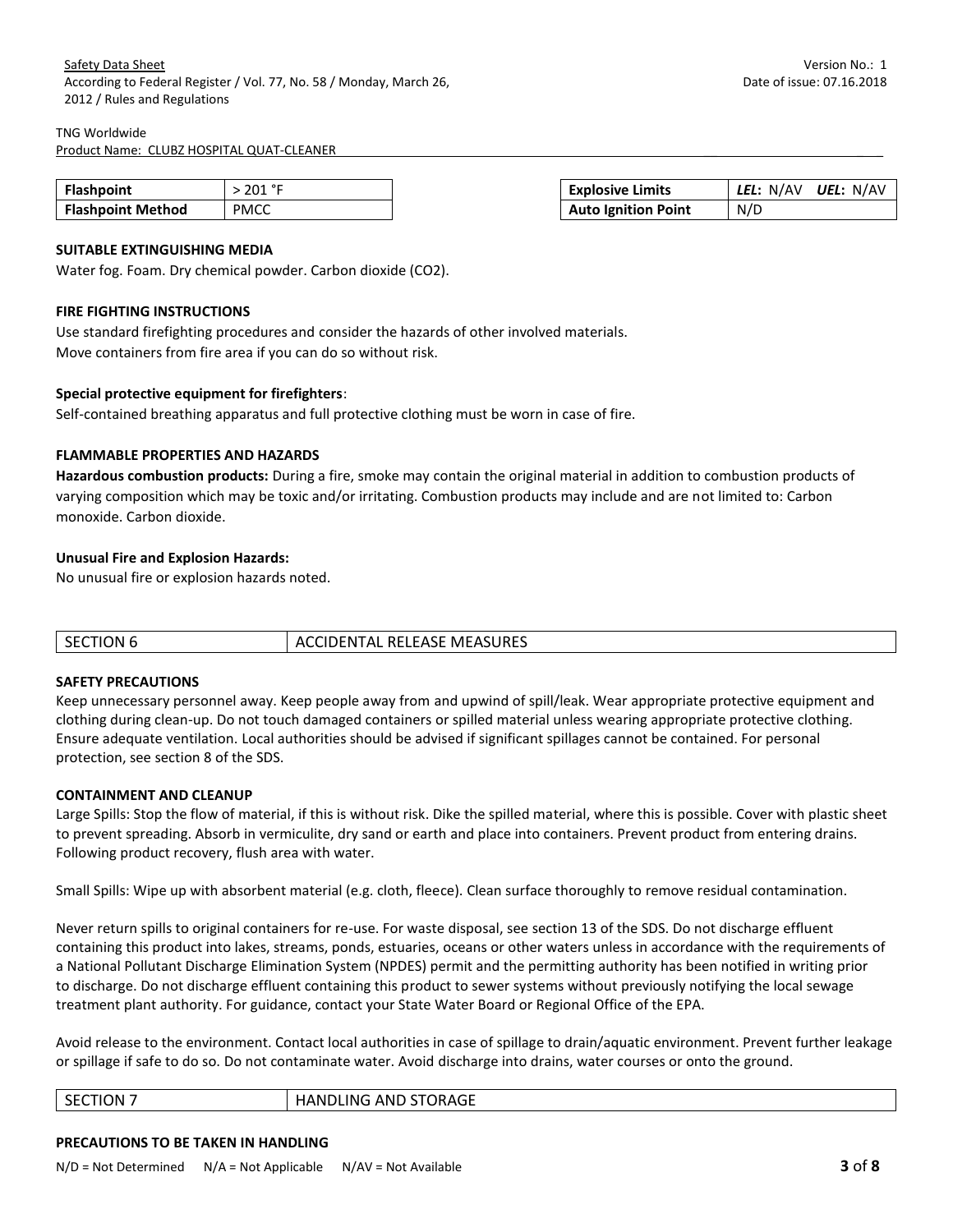| Flashpoint | > 201 °F |
|---|---|
| Flashpoint Method | PMCC |

| Explosive Limits | *LEL*: N/AV *UEL*: N/AV |
|---|---|
| Auto Ignition Point | N/D |

**SUITABLE EXTINGUISHING MEDIA**

Water fog. Foam. Dry chemical powder. Carbon dioxide ($CO_2$).

**FIRE FIGHTING INSTRUCTIONS**

Use standard firefighting procedures and consider the hazards of other involved materials.
Move containers from fire area if you can do so without risk.

**Special protective equipment for firefighters**:

Self-contained breathing apparatus and full protective clothing must be worn in case of fire.

**FLAMMABLE PROPERTIES AND HAZARDS**

**Hazardous combustion products:** During a fire, smoke may contain the original material in addition to combustion products of varying composition which may be toxic and/or irritating. Combustion products may include and are not limited to: Carbon monoxide. Carbon dioxide.

**Unusual Fire and Explosion Hazards:**

No unusual fire or explosion hazards noted.

## SECTION 6 ACCIDENTAL RELEASE MEASURES

**SAFETY PRECAUTIONS**

Keep unnecessary personnel away. Keep people away from and upwind of spill/leak. Wear appropriate protective equipment and clothing during clean-up. Do not touch damaged containers or spilled material unless wearing appropriate protective clothing. Ensure adequate ventilation. Local authorities should be advised if significant spillages cannot be contained. For personal protection, see section 8 of the SDS.

**CONTAINMENT AND CLEANUP**

Large Spills: Stop the flow of material, if this is without risk. Dike the spilled material, where this is possible. Cover with plastic sheet to prevent spreading. Absorb in vermiculite, dry sand or earth and place into containers. Prevent product from entering drains. Following product recovery, flush area with water.

Small Spills: Wipe up with absorbent material (e.g. cloth, fleece). Clean surface thoroughly to remove residual contamination.

Never return spills to original containers for re-use. For waste disposal, see section 13 of the SDS. Do not discharge effluent containing this product into lakes, streams, ponds, estuaries, oceans or other waters unless in accordance with the requirements of a National Pollutant Discharge Elimination System (NPDES) permit and the permitting authority has been notified in writing prior to discharge. Do not discharge effluent containing this product to sewer systems without previously notifying the local sewage treatment plant authority. For guidance, contact your State Water Board or Regional Office of the EPA.

Avoid release to the environment. Contact local authorities in case of spillage to drain/aquatic environment. Prevent further leakage or spillage if safe to do so. Do not contaminate water. Avoid discharge into drains, water courses or onto the ground.

## SECTION 7 HANDLING AND STORAGE

**PRECAUTIONS TO BE TAKEN IN HANDLING**

N/D = Not Determined N/A = Not Applicable N/AV = Not Available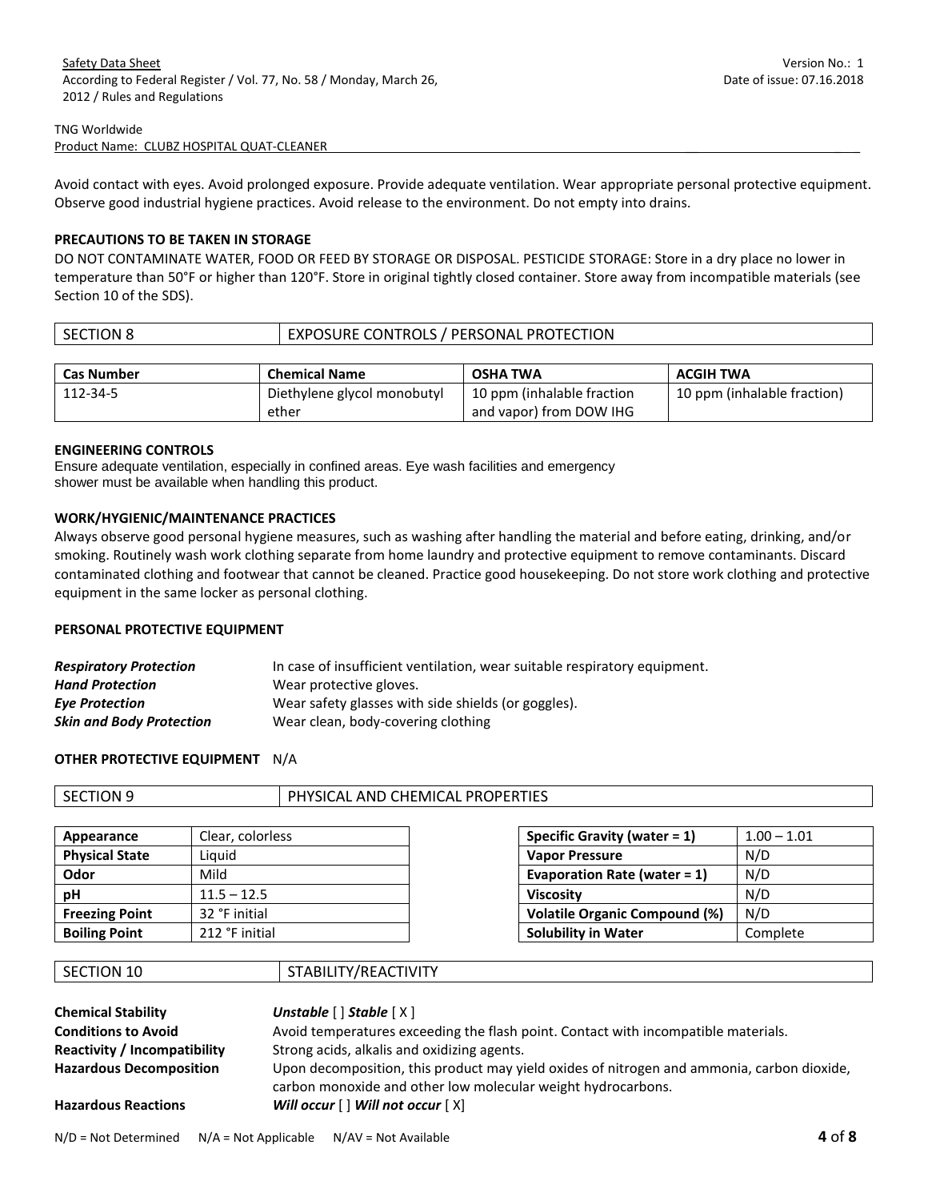Avoid contact with eyes. Avoid prolonged exposure. Provide adequate ventilation. Wear appropriate personal protective equipment. Observe good industrial hygiene practices. Avoid release to the environment. Do not empty into drains.

**PRECAUTIONS TO BE TAKEN IN STORAGE**

DO NOT CONTAMINATE WATER, FOOD OR FEED BY STORAGE OR DISPOSAL. PESTICIDE STORAGE: Store in a dry place no lower in temperature than 50°F or higher than 120°F. Store in original tightly closed container. Store away from incompatible materials (see Section 10 of the SDS).

## SECTION 8 EXPOSURE CONTROLS / PERSONAL PROTECTION

| Cas Number | Chemical Name | OSHA TWA | ACGIH TWA |
|---|---|---|---|
| 112-34-5 | Diethylene glycol monobutyl ether | 10 ppm (inhalable fraction and vapor) from DOW IHG | 10 ppm (inhalable fraction) |

**ENGINEERING CONTROLS**

Ensure adequate ventilation, especially in confined areas. Eye wash facilities and emergency shower must be available when handling this product.

**WORK/HYGIENIC/MAINTENANCE PRACTICES**

Always observe good personal hygiene measures, such as washing after handling the material and before eating, drinking, and/or smoking. Routinely wash work clothing separate from home laundry and protective equipment to remove contaminants. Discard contaminated clothing and footwear that cannot be cleaned. Practice good housekeeping. Do not store work clothing and protective equipment in the same locker as personal clothing.

**PERSONAL PROTECTIVE EQUIPMENT**

***Respiratory Protection*** In case of insufficient ventilation, wear suitable respiratory equipment.
***Hand Protection*** Wear protective gloves.
***Eye Protection*** Wear safety glasses with side shields (or goggles).
***Skin and Body Protection*** Wear clean, body-covering clothing

**OTHER PROTECTIVE EQUIPMENT** N/A

## SECTION 9 PHYSICAL AND CHEMICAL PROPERTIES

| Appearance | Clear, colorless |
|---|---|
| Physical State | Liquid |
| Odor | Mild |
| pH | 11.5 – 12.5 |
| Freezing Point | 32 °F initial |
| Boiling Point | 212 °F initial |

| Specific Gravity (water = 1) | 1.00 – 1.01 |
|---|---|
| Vapor Pressure | N/D |
| Evaporation Rate (water = 1) | N/D |
| Viscosity | N/D |
| Volatile Organic Compound (%) | N/D |
| Solubility in Water | Complete |

## SECTION 10 STABILITY/REACTIVITY

**Chemical Stability** ***Unstable*** [ ] ***Stable*** [ X ]
**Conditions to Avoid** Avoid temperatures exceeding the flash point. Contact with incompatible materials.
**Reactivity / Incompatibility** Strong acids, alkalis and oxidizing agents.
**Hazardous Decomposition** Upon decomposition, this product may yield oxides of nitrogen and ammonia, carbon dioxide, carbon monoxide and other low molecular weight hydrocarbons.
**Hazardous Reactions** ***Will occur*** [ ] ***Will not occur*** [ X]

N/D = Not Determined N/A = Not Applicable N/AV = Not Available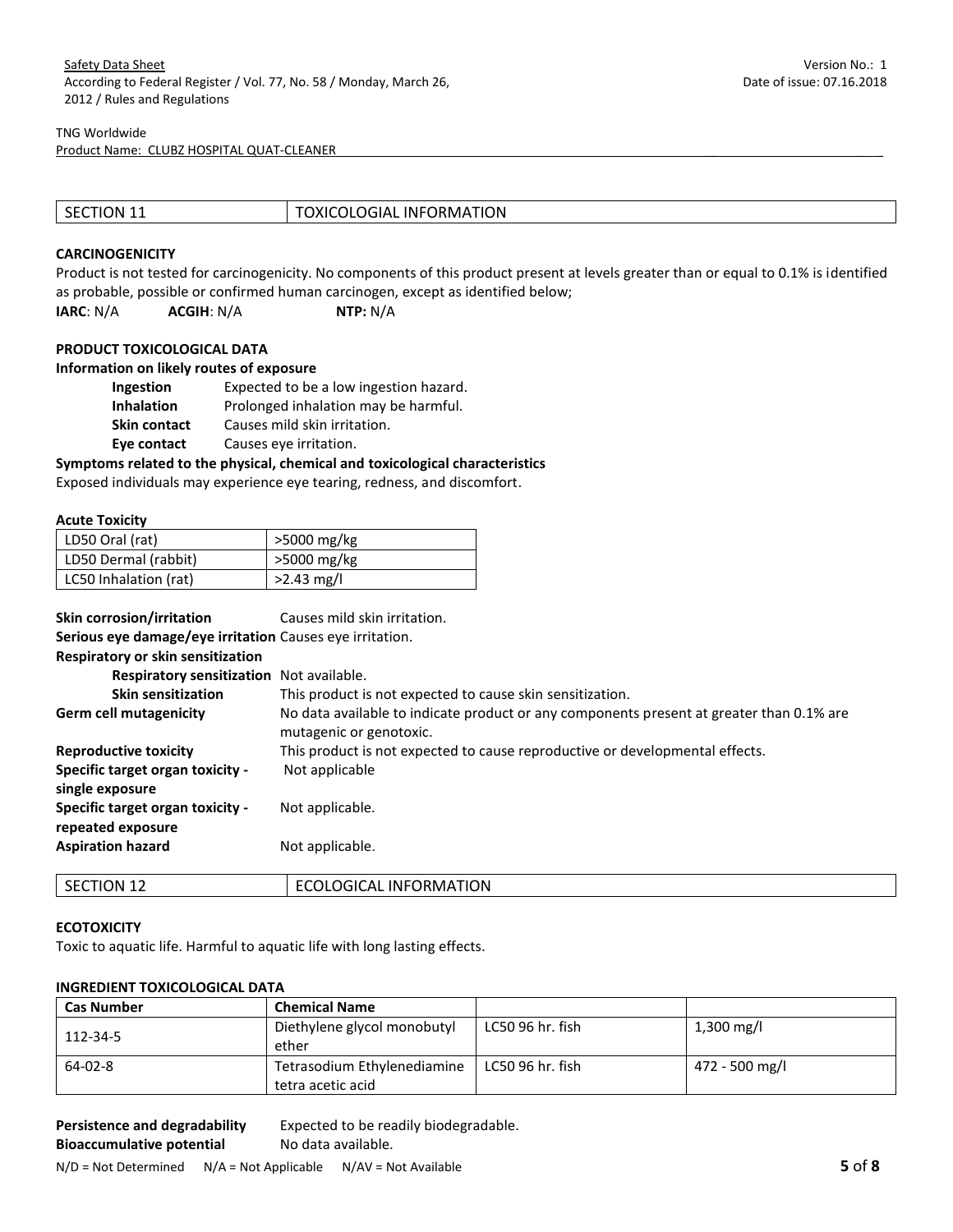| SECTION 11 | TOXICOLOGIAL INFORMATION |
|---|---|

**CARCINOGENICITY**

Product is not tested for carcinogenicity. No components of this product present at levels greater than or equal to 0.1% is identified as probable, possible or confirmed human carcinogen, except as identified below;

**IARC**: N/A **ACGIH**: N/A **NTP:** N/A

**PRODUCT TOXICOLOGICAL DATA**

**Information on likely routes of exposure**

- **Ingestion** Expected to be a low ingestion hazard.
- **Inhalation** Prolonged inhalation may be harmful.
- **Skin contact** Causes mild skin irritation.
- **Eye contact** Causes eye irritation.

**Symptoms related to the physical, chemical and toxicological characteristics**

Exposed individuals may experience eye tearing, redness, and discomfort.

**Acute Toxicity**

| LD50 Oral (rat) | >5000 mg/kg |
|---|---|
| LD50 Dermal (rabbit) | >5000 mg/kg |
| LC50 Inhalation (rat) | >2.43 mg/l |

**Skin corrosion/irritation** Causes mild skin irritation.

**Serious eye damage/eye irritation** Causes eye irritation.

**Respiratory or skin sensitization**

- **Respiratory sensitization** Not available.
- **Skin sensitization** This product is not expected to cause skin sensitization.

**Germ cell mutagenicity** No data available to indicate product or any components present at greater than 0.1% are mutagenic or genotoxic.

**Reproductive toxicity** This product is not expected to cause reproductive or developmental effects.

**Specific target organ toxicity - single exposure** Not applicable

**Specific target organ toxicity - repeated exposure** Not applicable.

**Aspiration hazard** Not applicable.

| SECTION 12 | ECOLOGICAL INFORMATION |
|---|---|

**ECOTOXICITY**

Toxic to aquatic life. Harmful to aquatic life with long lasting effects.

**INGREDIENT TOXICOLOGICAL DATA**

| Cas Number | Chemical Name | | |
|---|---|---|---|
| 112-34-5 | Diethylene glycol monobutyl ether | LC50 96 hr. fish | 1,300 mg/l |
| 64-02-8 | Tetrasodium Ethylenediamine tetra acetic acid | LC50 96 hr. fish | 472 - 500 mg/l |

**Persistence and degradability** Expected to be readily biodegradable.

**Bioaccumulative potential** No data available.

N/D = Not Determined N/A = Not Applicable N/AV = Not Available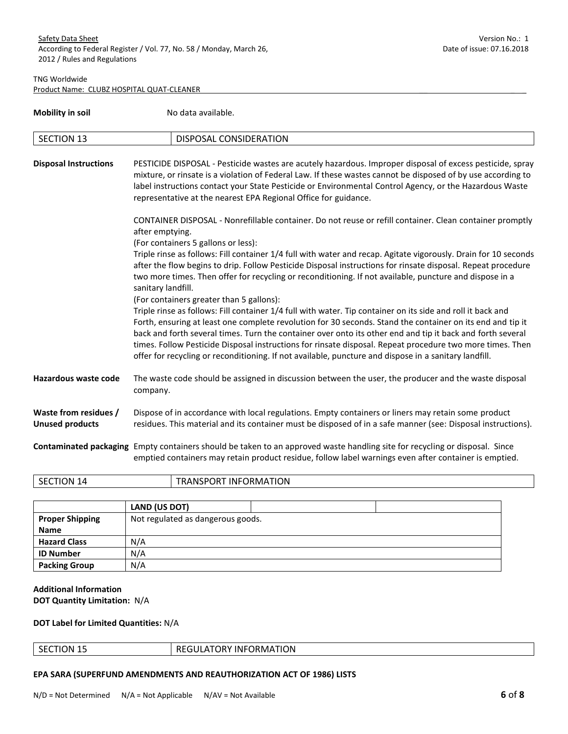**Mobility in soil** No data available.

## SECTION 13 DISPOSAL CONSIDERATION

**Disposal Instructions**

PESTICIDE DISPOSAL - Pesticide wastes are acutely hazardous. Improper disposal of excess pesticide, spray mixture, or rinsate is a violation of Federal Law. If these wastes cannot be disposed of by use according to label instructions contact your State Pesticide or Environmental Control Agency, or the Hazardous Waste representative at the nearest EPA Regional Office for guidance.

CONTAINER DISPOSAL - Nonrefillable container. Do not reuse or refill container. Clean container promptly after emptying.

(For containers 5 gallons or less):

Triple rinse as follows: Fill container 1/4 full with water and recap. Agitate vigorously. Drain for 10 seconds after the flow begins to drip. Follow Pesticide Disposal instructions for rinsate disposal. Repeat procedure two more times. Then offer for recycling or reconditioning. If not available, puncture and dispose in a sanitary landfill.

(For containers greater than 5 gallons):

Triple rinse as follows: Fill container 1/4 full with water. Tip container on its side and roll it back and Forth, ensuring at least one complete revolution for 30 seconds. Stand the container on its end and tip it back and forth several times. Turn the container over onto its other end and tip it back and forth several times. Follow Pesticide Disposal instructions for rinsate disposal. Repeat procedure two more times. Then offer for recycling or reconditioning. If not available, puncture and dispose in a sanitary landfill.

**Hazardous waste code** The waste code should be assigned in discussion between the user, the producer and the waste disposal company.

**Waste from residues / Unused products** Dispose of in accordance with local regulations. Empty containers or liners may retain some product residues. This material and its container must be disposed of in a safe manner (see: Disposal instructions).

**Contaminated packaging** Empty containers should be taken to an approved waste handling site for recycling or disposal. Since emptied containers may retain product residue, follow label warnings even after container is emptied.

## SECTION 14 TRANSPORT INFORMATION

| | LAND (US DOT) | | |
|---|---|---|---|
| **Proper Shipping Name** | Not regulated as dangerous goods. | | |
| **Hazard Class** | N/A | | |
| **ID Number** | N/A | | |
| **Packing Group** | N/A | | |

**Additional Information**
**DOT Quantity Limitation:** N/A

**DOT Label for Limited Quantities:** N/A

## SECTION 15 REGULATORY INFORMATION

**EPA SARA (SUPERFUND AMENDMENTS AND REAUTHORIZATION ACT OF 1986) LISTS**

N/D = Not Determined N/A = Not Applicable N/AV = Not Available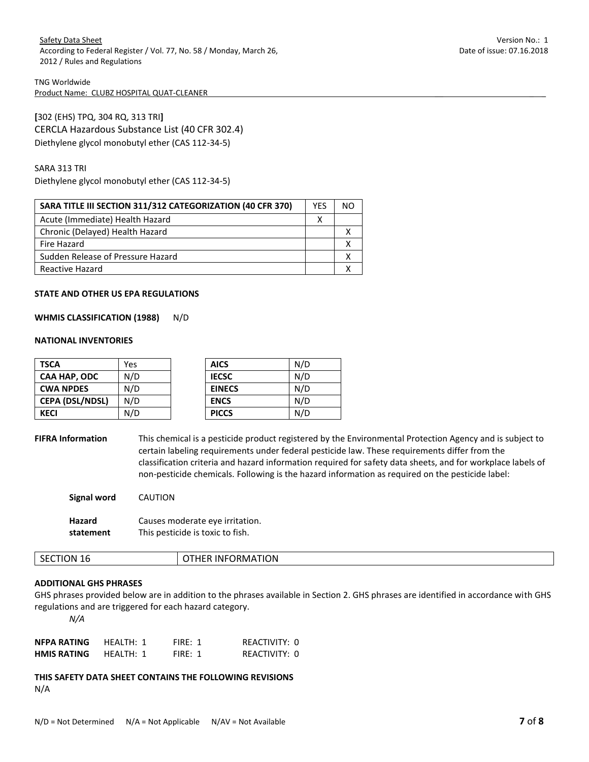**[**302 (EHS) TPQ, 304 RQ, 313 TRI**]**

CERCLA Hazardous Substance List (40 CFR 302.4)

Diethylene glycol monobutyl ether (CAS 112-34-5)

SARA 313 TRI

Diethylene glycol monobutyl ether (CAS 112-34-5)

| SARA TITLE III SECTION 311/312 CATEGORIZATION (40 CFR 370) | YES | NO |
|---|---|---|
| Acute (Immediate) Health Hazard | X | |
| Chronic (Delayed) Health Hazard | | X |
| Fire Hazard | | X |
| Sudden Release of Pressure Hazard | | X |
| Reactive Hazard | | X |

**STATE AND OTHER US EPA REGULATIONS**

**WHMIS CLASSIFICATION (1988)** N/D

**NATIONAL INVENTORIES**

| | |
|---|---|
| **TSCA** | Yes |
| **CAA HAP, ODC** | N/D |
| **CWA NPDES** | N/D |
| **CEPA (DSL/NDSL)** | N/D |
| **KECI** | N/D |

| | |
|---|---|
| **AICS** | N/D |
| **IECSC** | N/D |
| **EINECS** | N/D |
| **ENCS** | N/D |
| **PICCS** | N/D |

**FIFRA Information** This chemical is a pesticide product registered by the Environmental Protection Agency and is subject to certain labeling requirements under federal pesticide law. These requirements differ from the classification criteria and hazard information required for safety data sheets, and for workplace labels of non-pesticide chemicals. Following is the hazard information as required on the pesticide label:

**Signal word** CAUTION

**Hazard statement** Causes moderate eye irritation.
This pesticide is toxic to fish.

| SECTION 16 | OTHER INFORMATION |
|---|---|

**ADDITIONAL GHS PHRASES**

GHS phrases provided below are in addition to the phrases available in Section 2. GHS phrases are identified in accordance with GHS regulations and are triggered for each hazard category.

*N/A*

| | | | |
|---|---|---|---|
| **NFPA RATING** | HEALTH: 1 | FIRE: 1 | REACTIVITY: 0 |
| **HMIS RATING** | HEALTH: 1 | FIRE: 1 | REACTIVITY: 0 |

**THIS SAFETY DATA SHEET CONTAINS THE FOLLOWING REVISIONS**

N/A

N/D = Not Determined N/A = Not Applicable N/AV = Not Available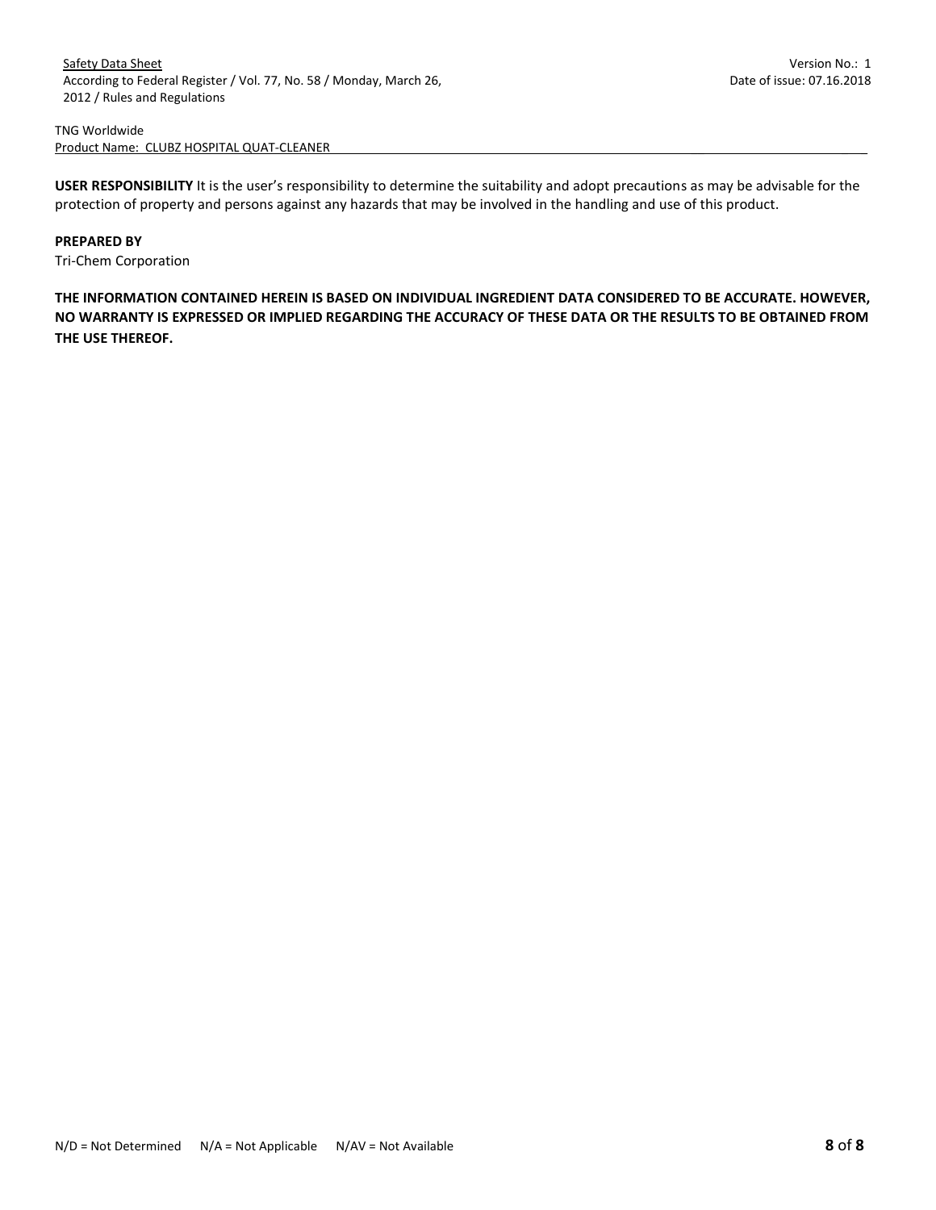**USER RESPONSIBILITY** It is the user's responsibility to determine the suitability and adopt precautions as may be advisable for the protection of property and persons against any hazards that may be involved in the handling and use of this product.

**PREPARED BY**
Tri-Chem Corporation

**THE INFORMATION CONTAINED HEREIN IS BASED ON INDIVIDUAL INGREDIENT DATA CONSIDERED TO BE ACCURATE. HOWEVER, NO WARRANTY IS EXPRESSED OR IMPLIED REGARDING THE ACCURACY OF THESE DATA OR THE RESULTS TO BE OBTAINED FROM THE USE THEREOF.**

N/D = Not Determined  N/A = Not Applicable  N/AV = Not Available